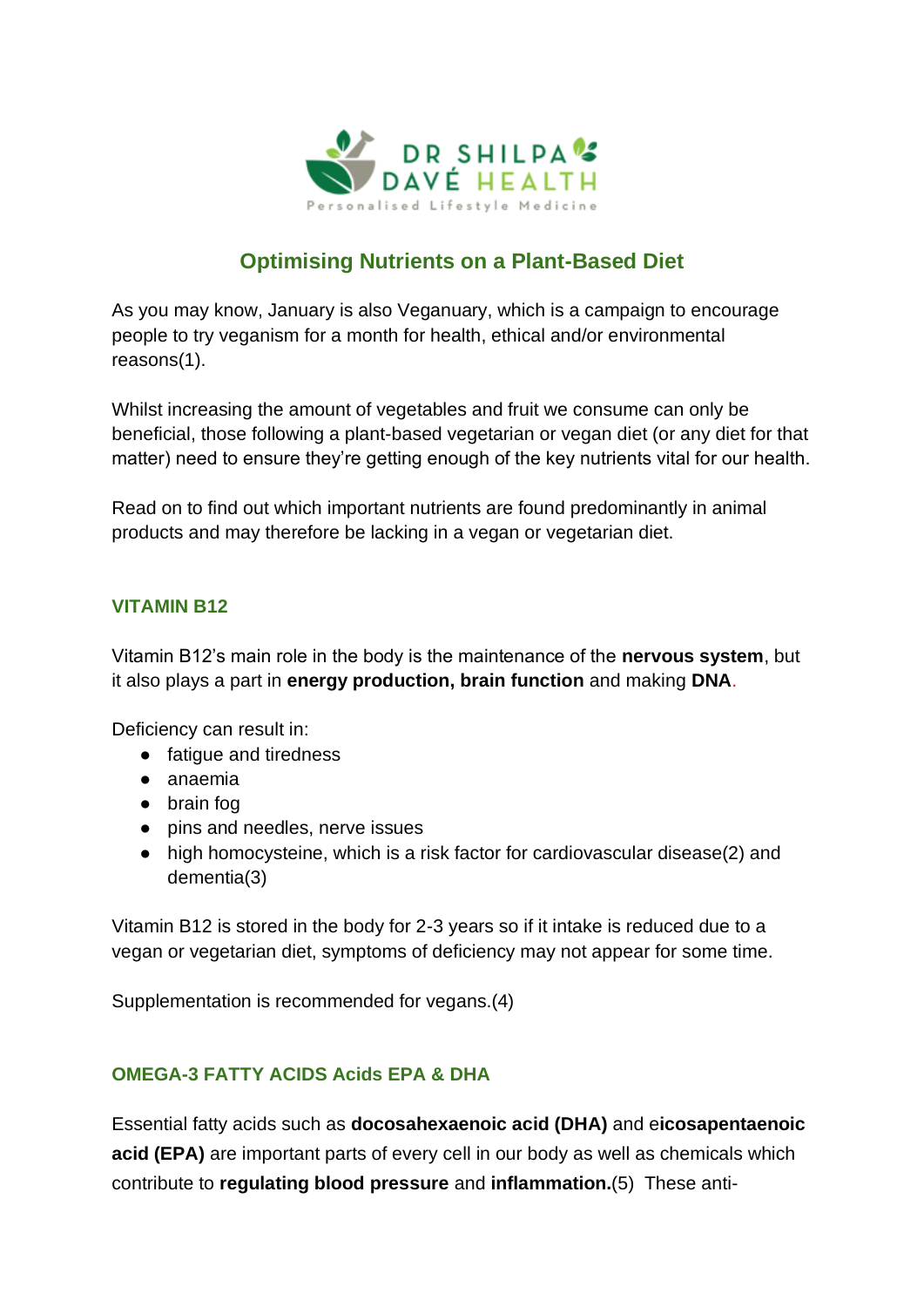DR SHILPA DAVÉ HEALTH

Personalised Lifestyle Medicine

# Optimising Nutrients on a Plant-Based Diet

As you may know, January is also Veganuary, which is a campaign to encourage people to try veganism for a month for health, ethical and/or environmental reasons(1).

Whilst increasing the amount of vegetables and fruit we consume can only be beneficial, those following a plant-based vegetarian or vegan diet (or any diet for that matter) need to ensure they're getting enough of the key nutrients vital for our health.

Read on to find out which important nutrients are found predominantly in animal products and may therefore be lacking in a vegan or vegetarian diet.

## VITAMIN B12

Vitamin B12's main role in the body is the maintenance of the **nervous system**, but it also plays a part in **energy production, brain function** and making **DNA**.

Deficiency can result in:

- fatigue and tiredness
- anaemia
- brain fog
- pins and needles, nerve issues
- high homocysteine, which is a risk factor for cardiovascular disease(2) and dementia(3)

Vitamin B12 is stored in the body for 2-3 years so if it intake is reduced due to a vegan or vegetarian diet, symptoms of deficiency may not appear for some time.

Supplementation is recommended for vegans.(4)

## OMEGA-3 FATTY ACIDS Acids EPA & DHA

Essential fatty acids such as **docosahexaenoic acid (DHA)** and e**icosapentaenoic acid (EPA)** are important parts of every cell in our body as well as chemicals which contribute to **regulating blood pressure** and **inflammation.**(5) These anti-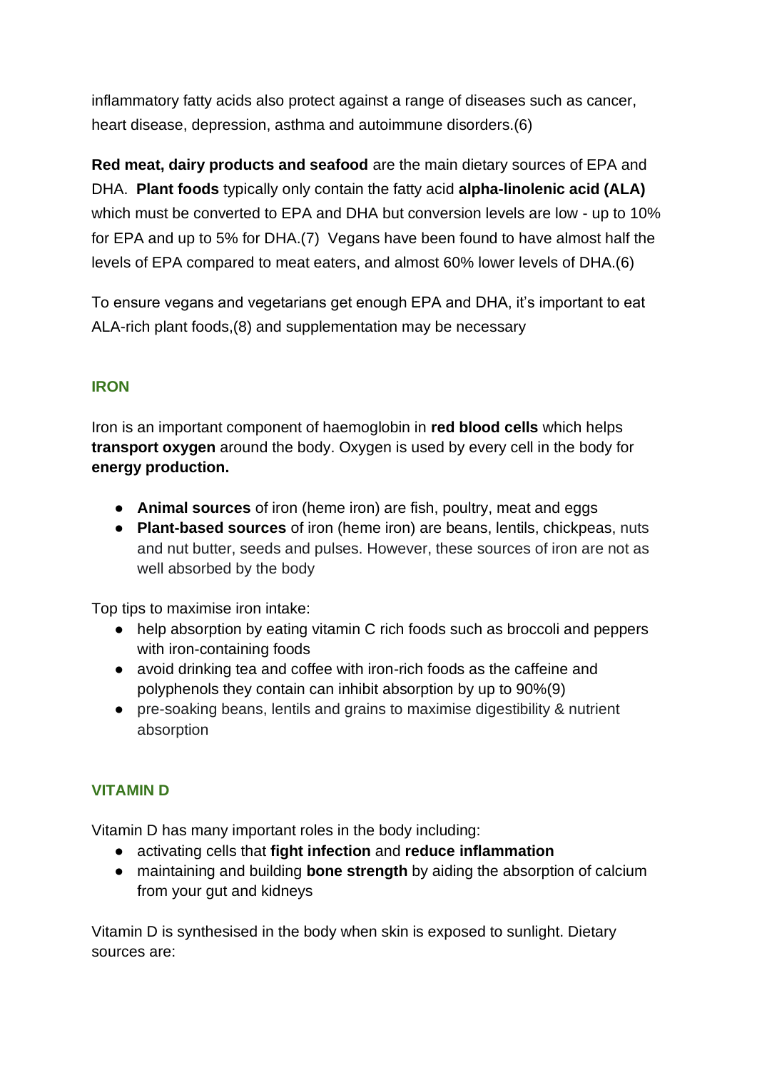inflammatory fatty acids also protect against a range of diseases such as cancer, heart disease, depression, asthma and autoimmune disorders.(6)

**Red meat, dairy products and seafood** are the main dietary sources of EPA and DHA. **Plant foods** typically only contain the fatty acid **alpha-linolenic acid (ALA)** which must be converted to EPA and DHA but conversion levels are low - up to 10% for EPA and up to 5% for DHA.(7) Vegans have been found to have almost half the levels of EPA compared to meat eaters, and almost 60% lower levels of DHA.(6)

To ensure vegans and vegetarians get enough EPA and DHA, it's important to eat ALA-rich plant foods,(8) and supplementation may be necessary

## IRON

Iron is an important component of haemoglobin in **red blood cells** which helps **transport oxygen** around the body. Oxygen is used by every cell in the body for **energy production.**

- **Animal sources** of iron (heme iron) are fish, poultry, meat and eggs
- **Plant-based sources** of iron (heme iron) are beans, lentils, chickpeas, nuts and nut butter, seeds and pulses. However, these sources of iron are not as well absorbed by the body

Top tips to maximise iron intake:

- help absorption by eating vitamin C rich foods such as broccoli and peppers with iron-containing foods
- avoid drinking tea and coffee with iron-rich foods as the caffeine and polyphenols they contain can inhibit absorption by up to 90%(9)
- pre-soaking beans, lentils and grains to maximise digestibility & nutrient absorption

## VITAMIN D

Vitamin D has many important roles in the body including:

- activating cells that **fight infection** and **reduce inflammation**
- maintaining and building **bone strength** by aiding the absorption of calcium from your gut and kidneys

Vitamin D is synthesised in the body when skin is exposed to sunlight. Dietary sources are: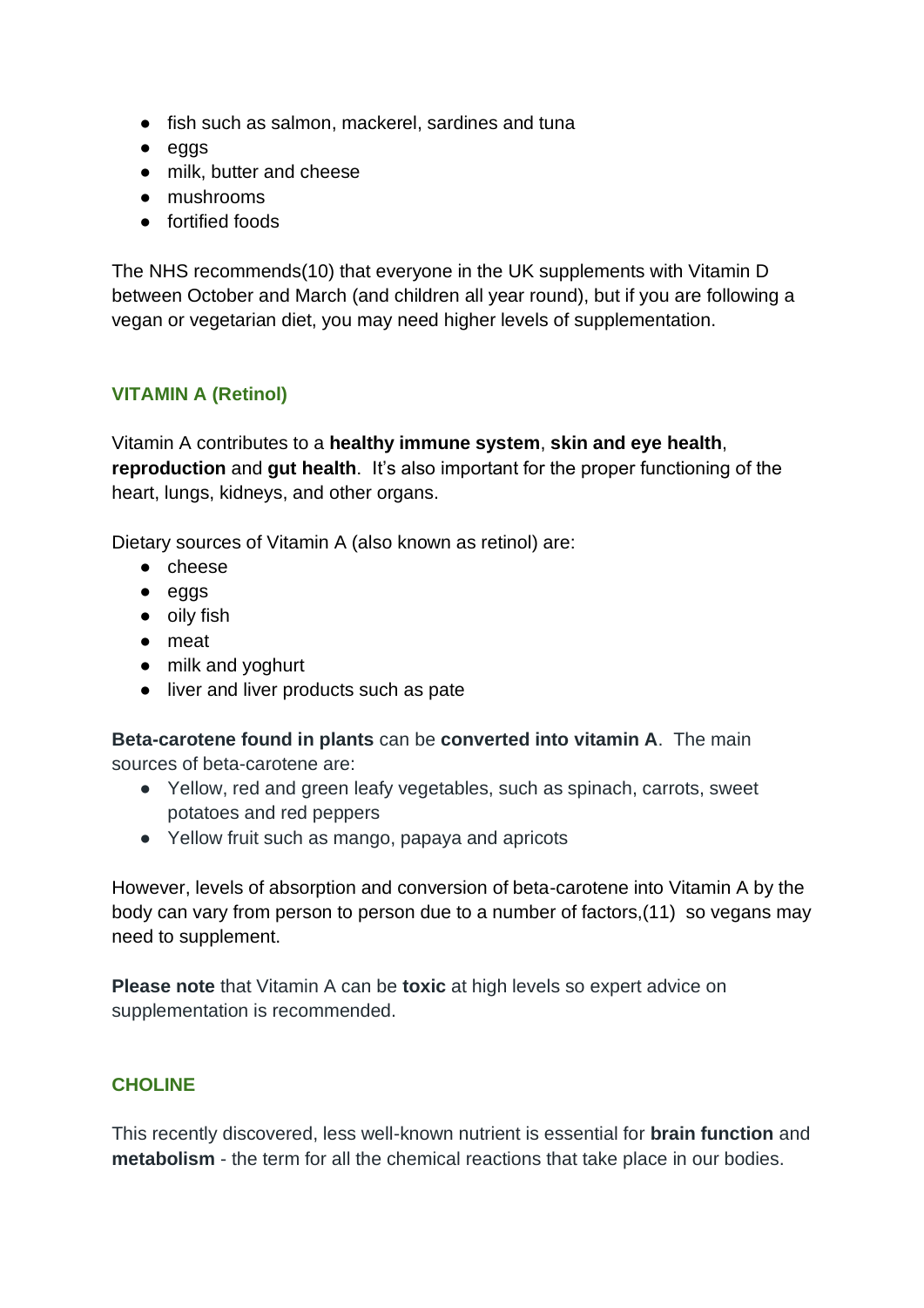- fish such as salmon, mackerel, sardines and tuna
- eggs
- milk, butter and cheese
- mushrooms
- fortified foods

The NHS recommends(10) that everyone in the UK supplements with Vitamin D between October and March (and children all year round), but if you are following a vegan or vegetarian diet, you may need higher levels of supplementation.

### VITAMIN A (Retinol)

Vitamin A contributes to a **healthy immune system**, **skin and eye health**, **reproduction** and **gut health**. It's also important for the proper functioning of the heart, lungs, kidneys, and other organs.

Dietary sources of Vitamin A (also known as retinol) are:

- cheese
- eggs
- oily fish
- meat
- milk and yoghurt
- liver and liver products such as pate

**Beta-carotene found in plants** can be **converted into vitamin A**. The main sources of beta-carotene are:

- Yellow, red and green leafy vegetables, such as spinach, carrots, sweet potatoes and red peppers
- Yellow fruit such as mango, papaya and apricots

However, levels of absorption and conversion of beta-carotene into Vitamin A by the body can vary from person to person due to a number of factors,(11) so vegans may need to supplement.

**Please note** that Vitamin A can be **toxic** at high levels so expert advice on supplementation is recommended.

### CHOLINE

This recently discovered, less well-known nutrient is essential for **brain function** and **metabolism** - the term for all the chemical reactions that take place in our bodies.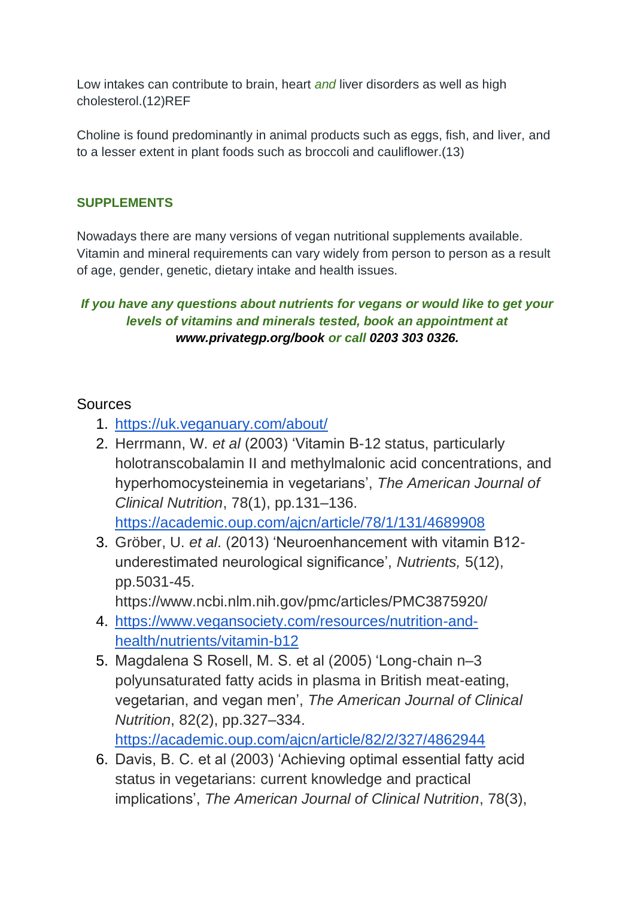Low intakes can contribute to brain, heart *and* liver disorders as well as high cholesterol.(12)REF

Choline is found predominantly in animal products such as eggs, fish, and liver, and to a lesser extent in plant foods such as broccoli and cauliflower.(13)

## SUPPLEMENTS

Nowadays there are many versions of vegan nutritional supplements available. Vitamin and mineral requirements can vary widely from person to person as a result of age, gender, genetic, dietary intake and health issues.

***If you have any questions about nutrients for vegans or would like to get your levels of vitamins and minerals tested, book an appointment at www.privategp.org/book or call 0203 303 0326.***

Sources

1. https://uk.veganuary.com/about/
2. Herrmann, W. *et al* (2003) 'Vitamin B-12 status, particularly holotranscobalamin II and methylmalonic acid concentrations, and hyperhomocysteinemia in vegetarians', *The American Journal of Clinical Nutrition*, 78(1), pp.131–136. https://academic.oup.com/ajcn/article/78/1/131/4689908
3. Gröber, U. *et al*. (2013) 'Neuroenhancement with vitamin B12-underestimated neurological significance', *Nutrients,* 5(12), pp.5031-45. https://www.ncbi.nlm.nih.gov/pmc/articles/PMC3875920/
4. https://www.vegansociety.com/resources/nutrition-and-health/nutrients/vitamin-b12
5. Magdalena S Rosell, M. S. et al (2005) 'Long-chain n–3 polyunsaturated fatty acids in plasma in British meat-eating, vegetarian, and vegan men', *The American Journal of Clinical Nutrition*, 82(2), pp.327–334. https://academic.oup.com/ajcn/article/82/2/327/4862944
6. Davis, B. C. et al (2003) 'Achieving optimal essential fatty acid status in vegetarians: current knowledge and practical implications', *The American Journal of Clinical Nutrition*, 78(3),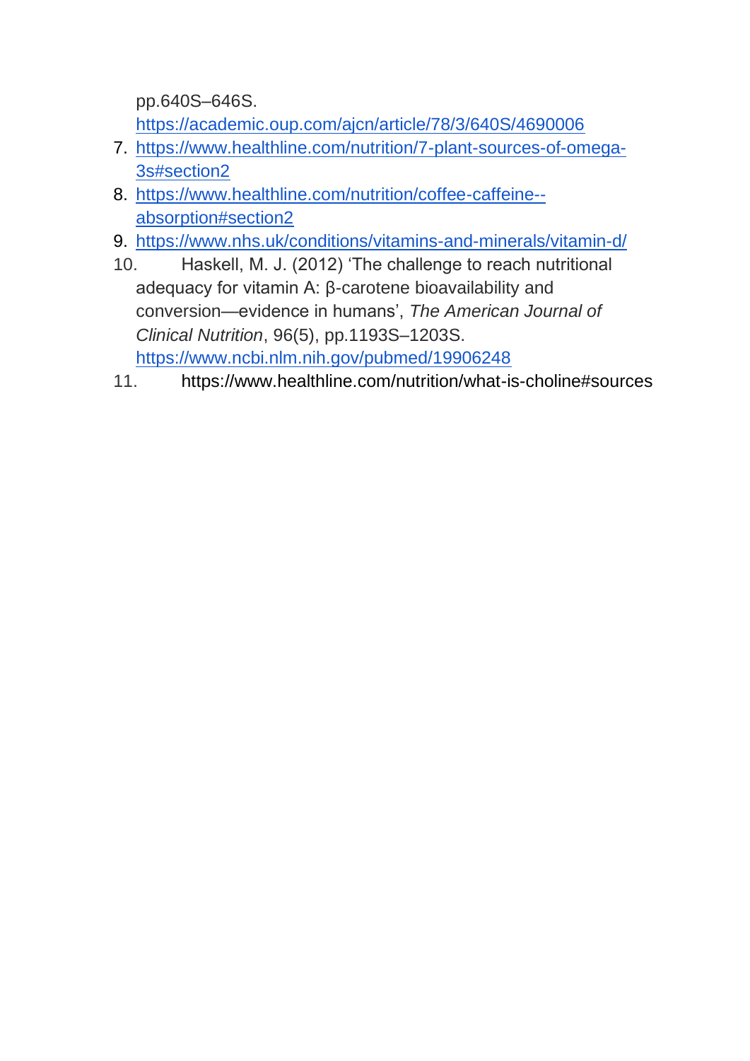pp.640S–646S. https://academic.oup.com/ajcn/article/78/3/640S/4690006

7. https://www.healthline.com/nutrition/7-plant-sources-of-omega-3s#section2
8. https://www.healthline.com/nutrition/coffee-caffeine--absorption#section2
9. https://www.nhs.uk/conditions/vitamins-and-minerals/vitamin-d/
10. Haskell, M. J. (2012) 'The challenge to reach nutritional adequacy for vitamin A: β-carotene bioavailability and conversion—evidence in humans', *The American Journal of Clinical Nutrition*, 96(5), pp.1193S–1203S. https://www.ncbi.nlm.nih.gov/pubmed/19906248
11. https://www.healthline.com/nutrition/what-is-choline#sources